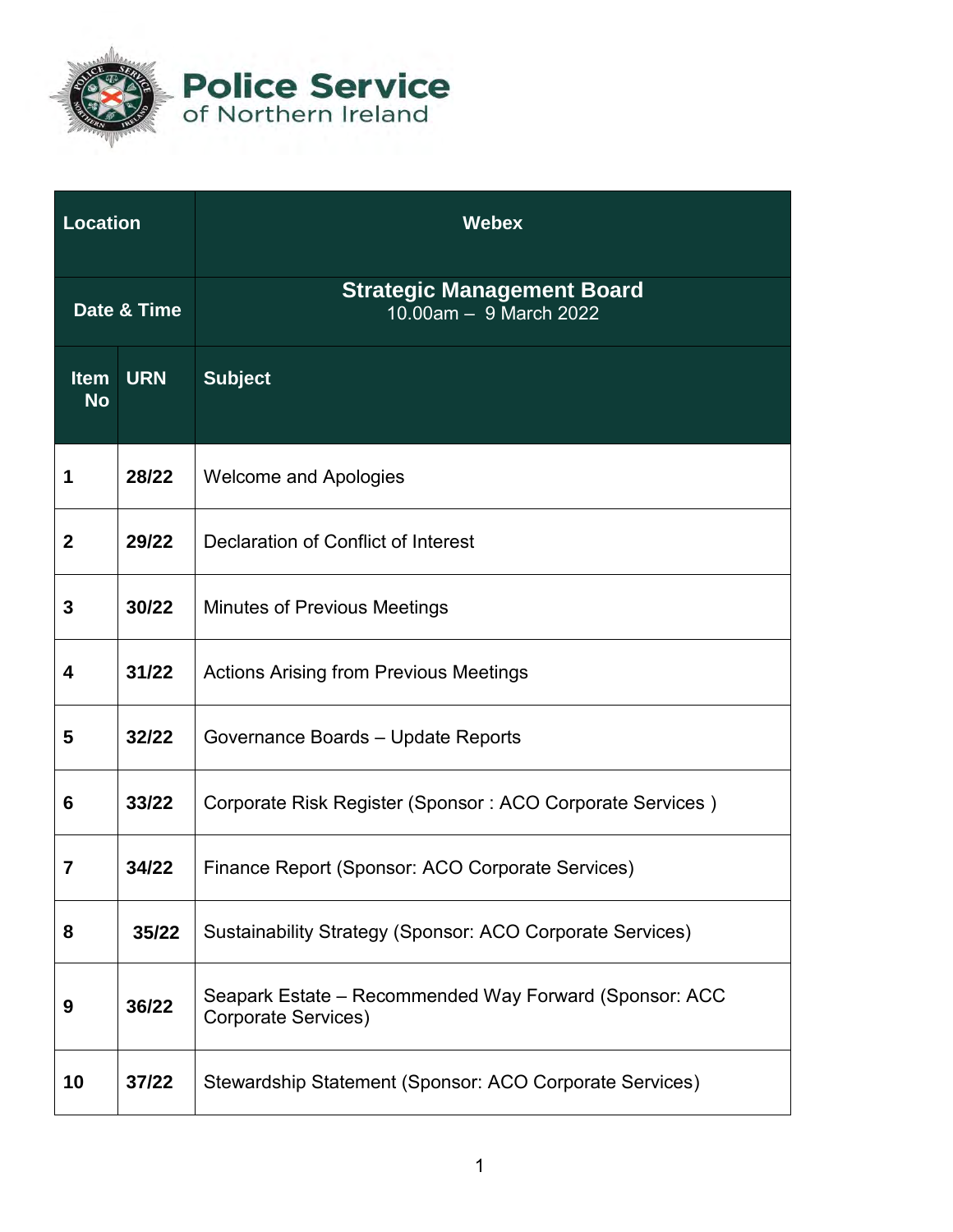# Police Service of Northern Ireland

| Location | | Webex |
|---|---|---|
| Date & Time | | **Strategic Management Board** 10.00am – 9 March 2022 |
| **Item No** | **URN** | **Subject** |
| **1** | **28/22** | Welcome and Apologies |
| **2** | **29/22** | Declaration of Conflict of Interest |
| **3** | **30/22** | Minutes of Previous Meetings |
| **4** | **31/22** | Actions Arising from Previous Meetings |
| **5** | **32/22** | Governance Boards – Update Reports |
| **6** | **33/22** | Corporate Risk Register (Sponsor : ACO Corporate Services ) |
| **7** | **34/22** | Finance Report (Sponsor: ACO Corporate Services) |
| **8** | **35/22** | Sustainability Strategy (Sponsor: ACO Corporate Services) |
| **9** | **36/22** | Seapark Estate – Recommended Way Forward (Sponsor: ACC Corporate Services) |
| **10** | **37/22** | Stewardship Statement (Sponsor: ACO Corporate Services) |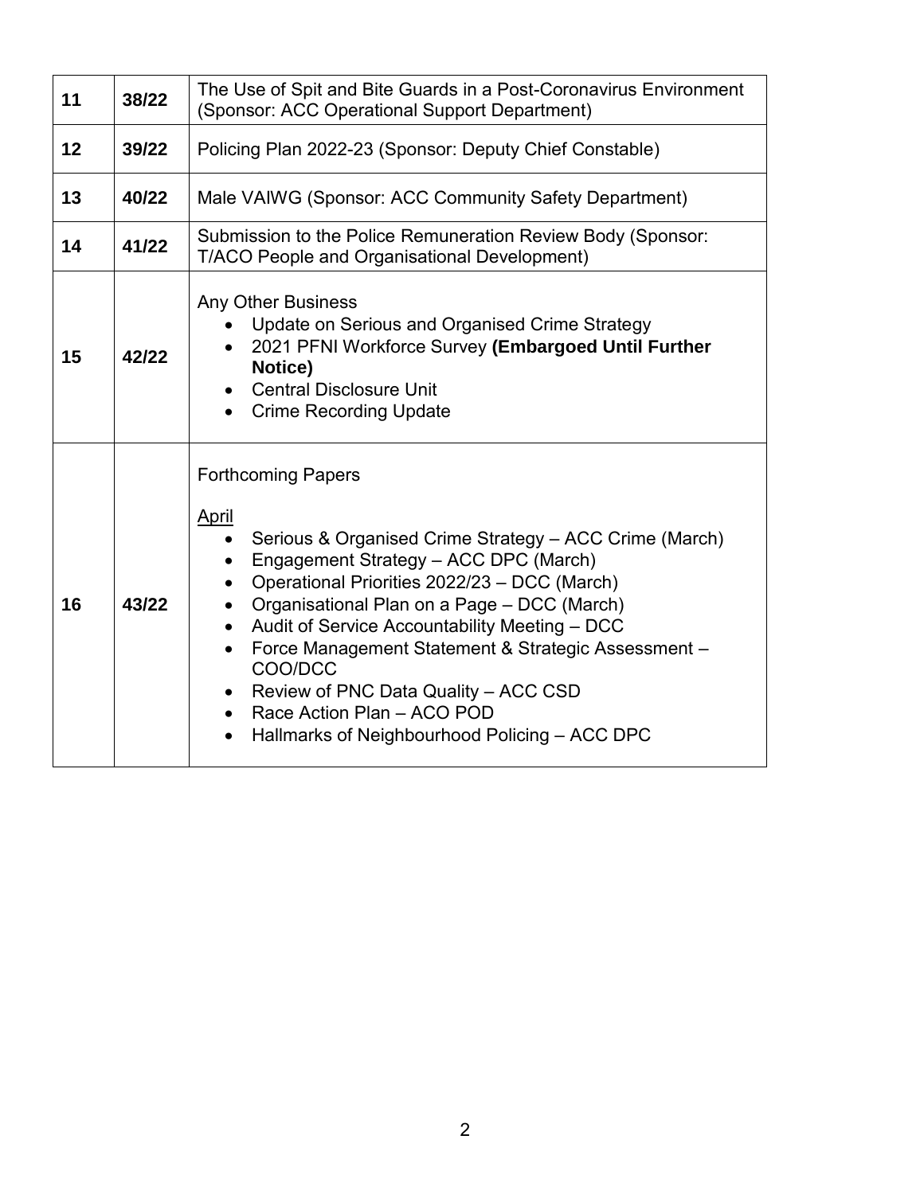| | | |
|---|---|---|
| **11** | **38/22** | The Use of Spit and Bite Guards in a Post-Coronavirus Environment (Sponsor: ACC Operational Support Department) |
| **12** | **39/22** | Policing Plan 2022-23 (Sponsor: Deputy Chief Constable) |
| **13** | **40/22** | Male VAIWG (Sponsor: ACC Community Safety Department) |
| **14** | **41/22** | Submission to the Police Remuneration Review Body (Sponsor: T/ACO People and Organisational Development) |
| **15** | **42/22** | Any Other Business<br>• Update on Serious and Organised Crime Strategy<br>• 2021 PFNI Workforce Survey **(Embargoed Until Further Notice)**<br>• Central Disclosure Unit<br>• Crime Recording Update |
| **16** | **43/22** | Forthcoming Papers<br><br><u>April</u><br>• Serious & Organised Crime Strategy – ACC Crime (March)<br>• Engagement Strategy – ACC DPC (March)<br>• Operational Priorities 2022/23 – DCC (March)<br>• Organisational Plan on a Page – DCC (March)<br>• Audit of Service Accountability Meeting – DCC<br>• Force Management Statement & Strategic Assessment – COO/DCC<br>• Review of PNC Data Quality – ACC CSD<br>• Race Action Plan – ACO POD<br>• Hallmarks of Neighbourhood Policing – ACC DPC |